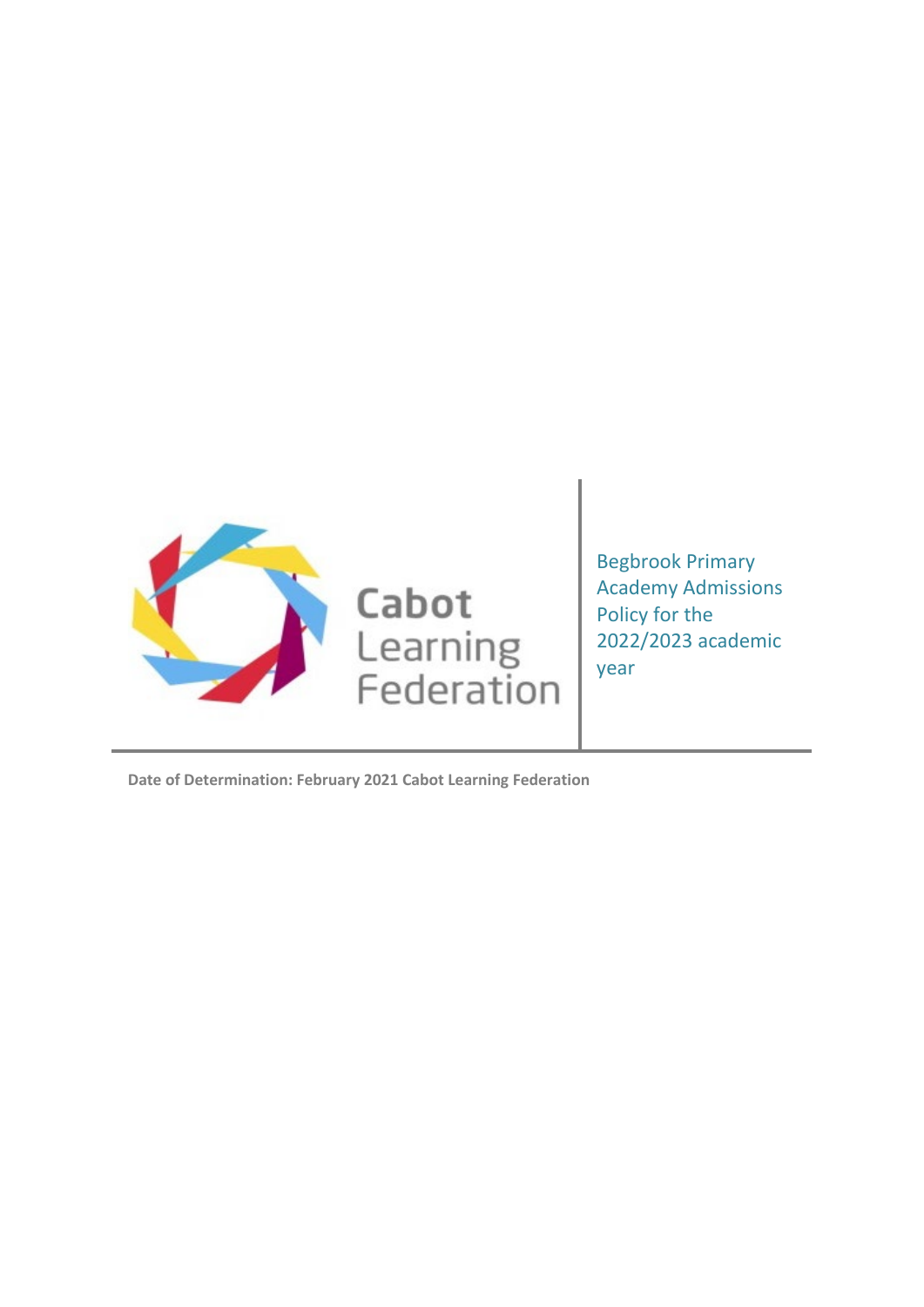Cabot Learning Federation

# Begbrook Primary Academy Admissions Policy for the 2022/2023 academic year

**Date of Determination: February 2021 Cabot Learning Federation**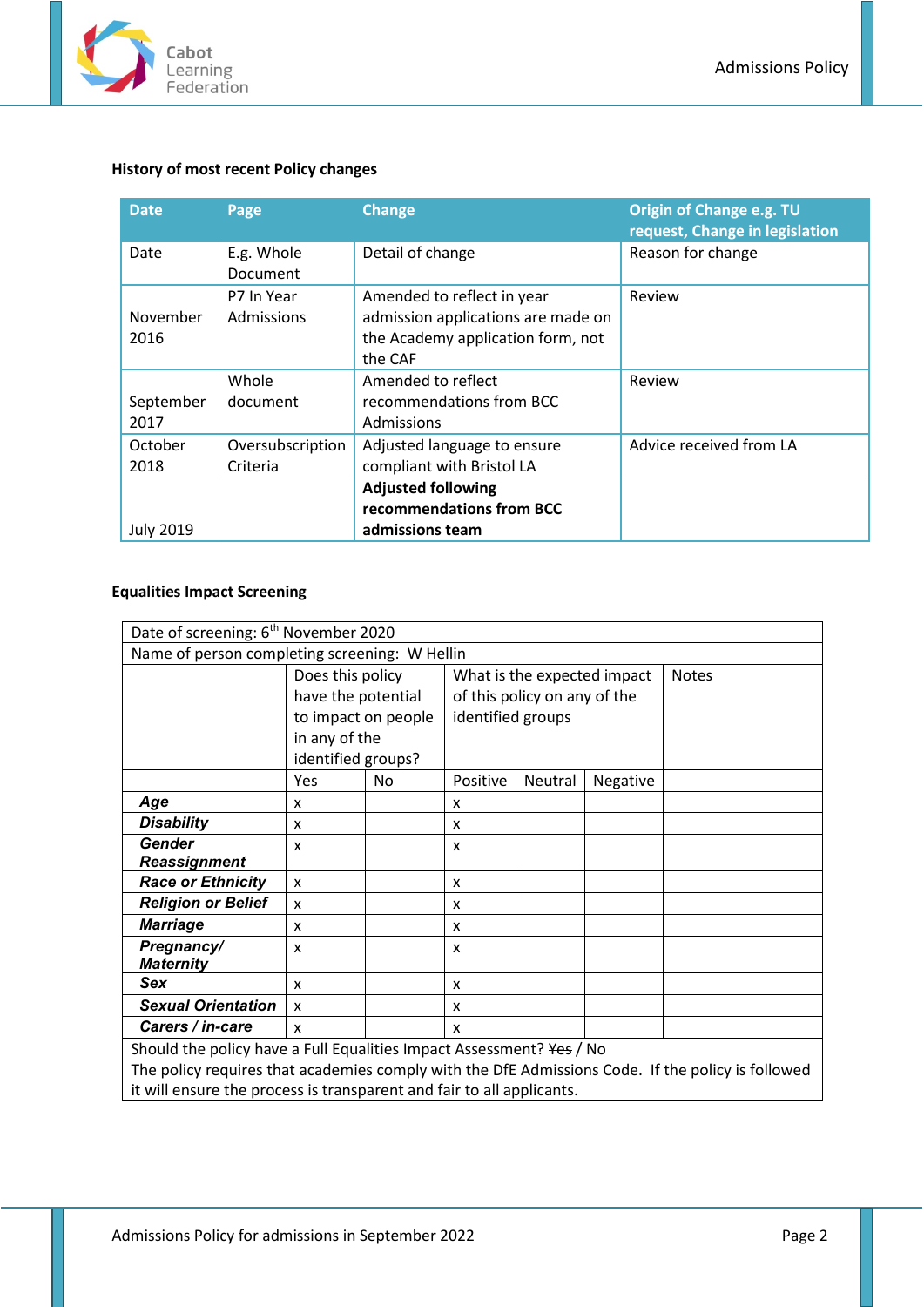**History of most recent Policy changes**

| Date | Page | Change | Origin of Change e.g. TU request, Change in legislation |
|---|---|---|---|
| Date | E.g. Whole Document | Detail of change | Reason for change |
| November 2016 | P7 In Year Admissions | Amended to reflect in year admission applications are made on the Academy application form, not the CAF | Review |
| September 2017 | Whole document | Amended to reflect recommendations from BCC Admissions | Review |
| October 2018 | Oversubscription Criteria | Adjusted language to ensure compliant with Bristol LA | Advice received from LA |
| July 2019 | | **Adjusted following recommendations from BCC admissions team** | |

**Equalities Impact Screening**

| Date of screening: 6th November 2020 | | | | | | |
|---|---|---|---|---|---|---|
| Name of person completing screening: W Hellin | | | | | | |
| | Does this policy have the potential to impact on people in any of the identified groups? | | What is the expected impact of this policy on any of the identified groups | | | Notes |
| | Yes | No | Positive | Neutral | Negative | |
| ***Age*** | x | | x | | | |
| ***Disability*** | x | | x | | | |
| ***Gender Reassignment*** | x | | x | | | |
| ***Race or Ethnicity*** | x | | x | | | |
| ***Religion or Belief*** | x | | x | | | |
| ***Marriage*** | x | | x | | | |
| ***Pregnancy/ Maternity*** | x | | x | | | |
| ***Sex*** | x | | x | | | |
| ***Sexual Orientation*** | x | | x | | | |
| ***Carers / in-care*** | x | | x | | | |
| Should the policy have a Full Equalities Impact Assessment? ~~Yes~~ / No<br>The policy requires that academies comply with the DfE Admissions Code. If the policy is followed it will ensure the process is transparent and fair to all applicants. | | | | | | |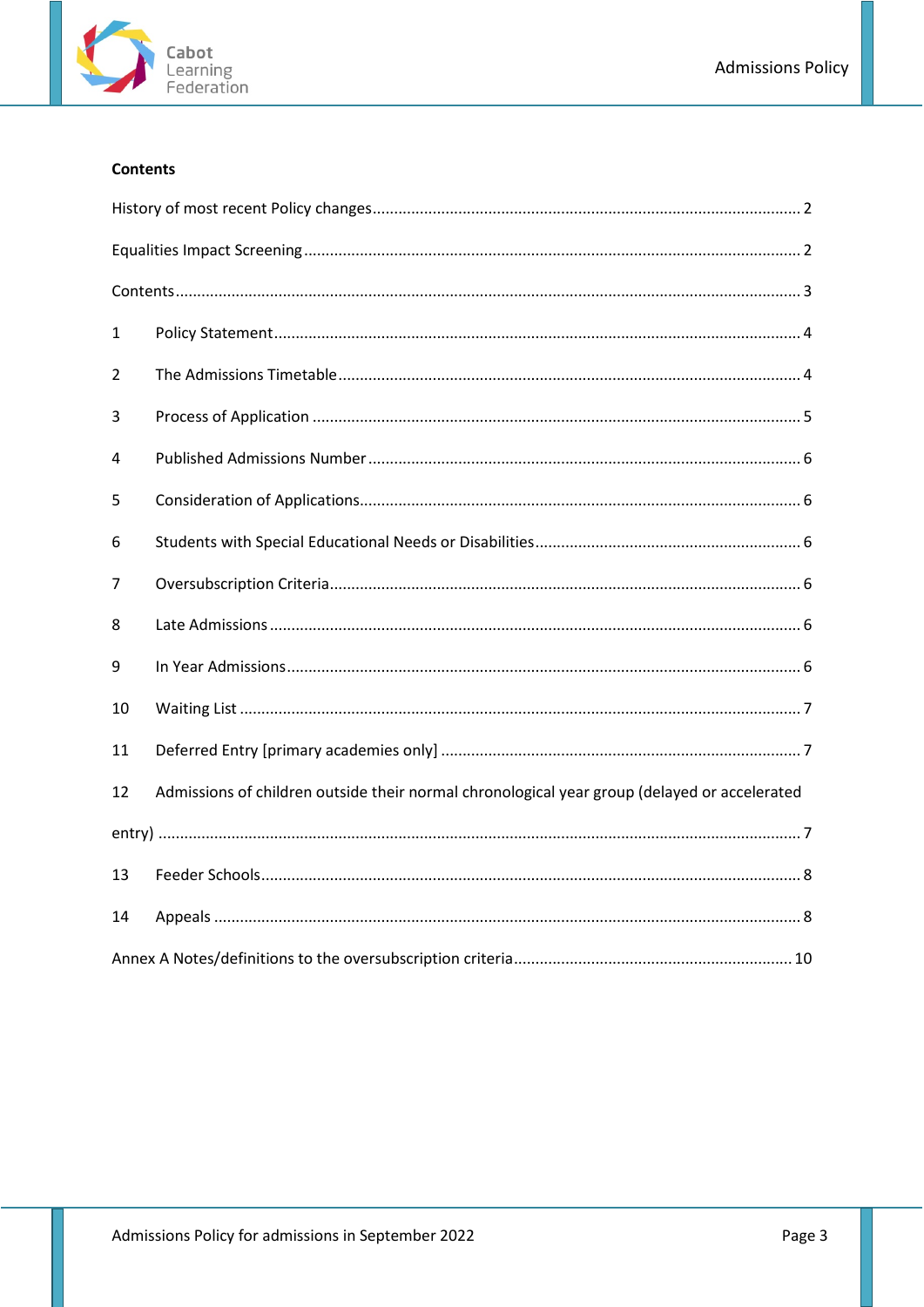**Contents**

History of most recent Policy changes .................................................................................................. 2

Equalities Impact Screening .................................................................................................................. 2

Contents ................................................................................................................................................ 3

1 Policy Statement ................................................................................................................................ 4

2 The Admissions Timetable .................................................................................................................. 4

3 Process of Application ........................................................................................................................ 5

4 Published Admissions Number ........................................................................................................... 6

5 Consideration of Applications ............................................................................................................. 6

6 Students with Special Educational Needs or Disabilities .................................................................... 6

7 Oversubscription Criteria .................................................................................................................... 6

8 Late Admissions .................................................................................................................................. 6

9 In Year Admissions .............................................................................................................................. 6

10 Waiting List ........................................................................................................................................ 7

11 Deferred Entry [primary academies only] ......................................................................................... 7

12 Admissions of children outside their normal chronological year group (delayed or accelerated entry) .................................................................................................................................................... 7

13 Feeder Schools ................................................................................................................................... 8

14 Appeals .............................................................................................................................................. 8

Annex A Notes/definitions to the oversubscription criteria ................................................................ 10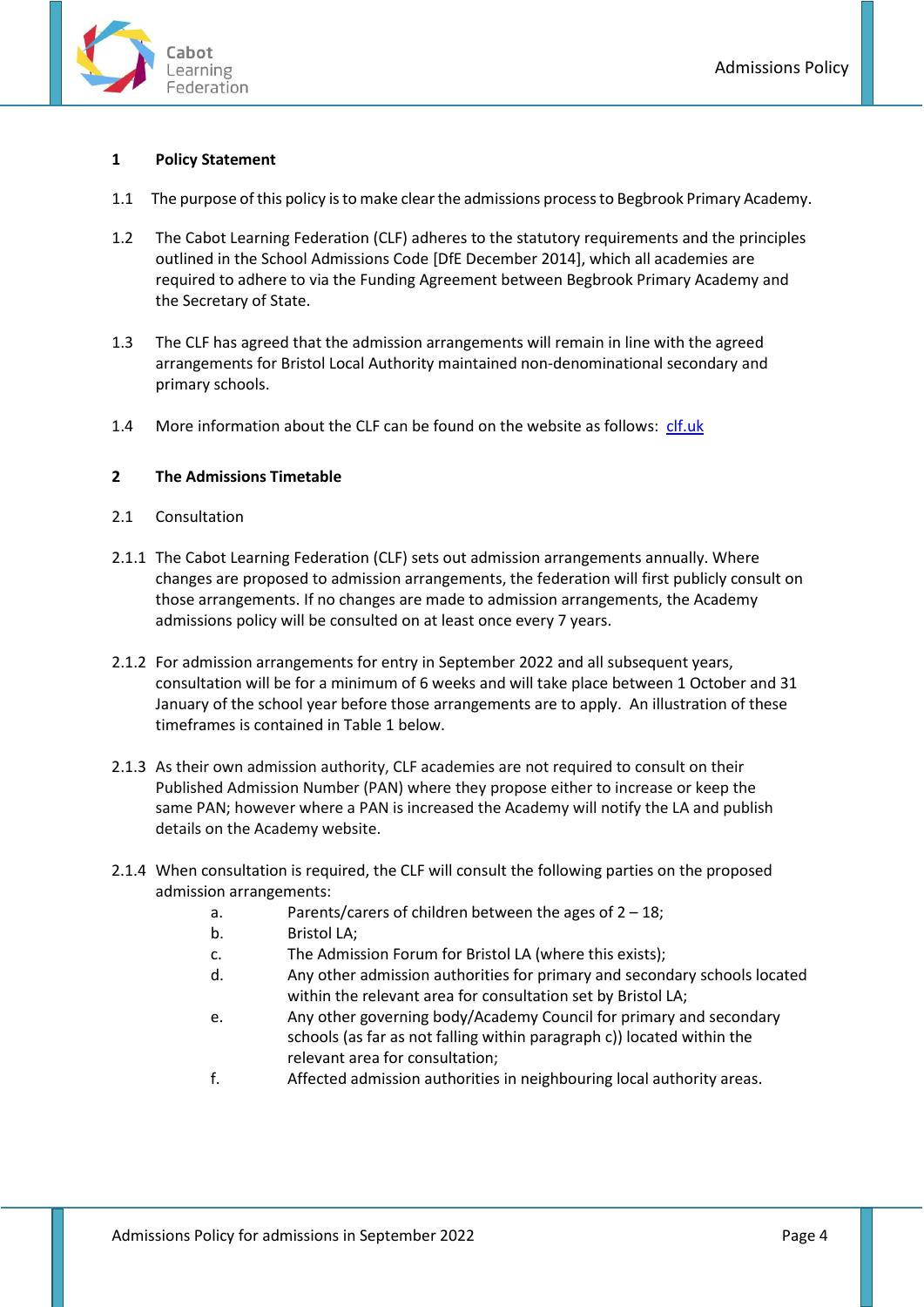## 1 Policy Statement

1.1 The purpose of this policy is to make clear the admissions process to Begbrook Primary Academy.

1.2 The Cabot Learning Federation (CLF) adheres to the statutory requirements and the principles outlined in the School Admissions Code [DfE December 2014], which all academies are required to adhere to via the Funding Agreement between Begbrook Primary Academy and the Secretary of State.

1.3 The CLF has agreed that the admission arrangements will remain in line with the agreed arrangements for Bristol Local Authority maintained non-denominational secondary and primary schools.

1.4 More information about the CLF can be found on the website as follows: [clf.uk](clf.uk)

## 2 The Admissions Timetable

2.1 Consultation

2.1.1 The Cabot Learning Federation (CLF) sets out admission arrangements annually. Where changes are proposed to admission arrangements, the federation will first publicly consult on those arrangements. If no changes are made to admission arrangements, the Academy admissions policy will be consulted on at least once every 7 years.

2.1.2 For admission arrangements for entry in September 2022 and all subsequent years, consultation will be for a minimum of 6 weeks and will take place between 1 October and 31 January of the school year before those arrangements are to apply. An illustration of these timeframes is contained in Table 1 below.

2.1.3 As their own admission authority, CLF academies are not required to consult on their Published Admission Number (PAN) where they propose either to increase or keep the same PAN; however where a PAN is increased the Academy will notify the LA and publish details on the Academy website.

2.1.4 When consultation is required, the CLF will consult the following parties on the proposed admission arrangements:

a. Parents/carers of children between the ages of 2 – 18;
b. Bristol LA;
c. The Admission Forum for Bristol LA (where this exists);
d. Any other admission authorities for primary and secondary schools located within the relevant area for consultation set by Bristol LA;
e. Any other governing body/Academy Council for primary and secondary schools (as far as not falling within paragraph c)) located within the relevant area for consultation;
f. Affected admission authorities in neighbouring local authority areas.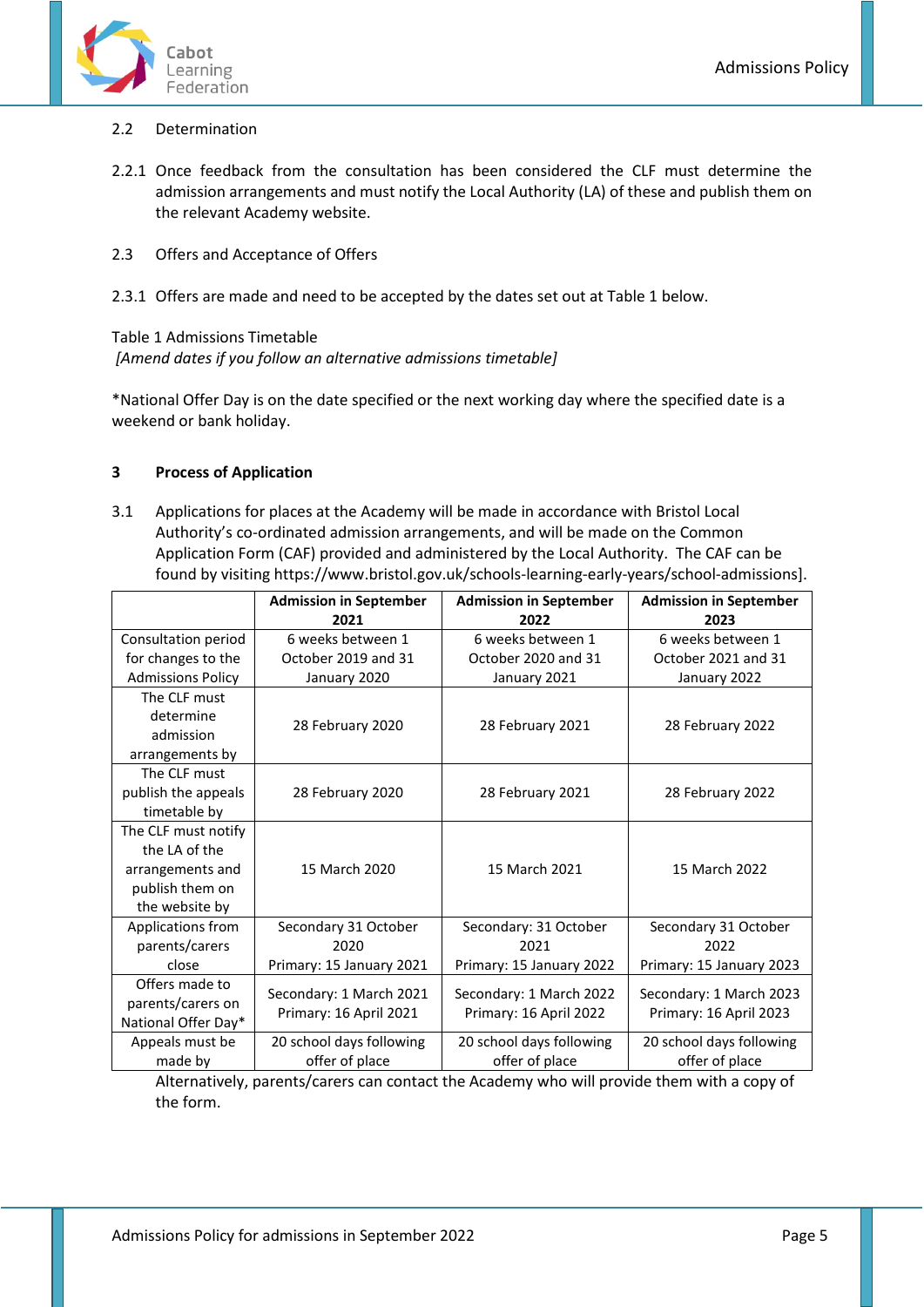2.2 Determination

2.2.1 Once feedback from the consultation has been considered the CLF must determine the admission arrangements and must notify the Local Authority (LA) of these and publish them on the relevant Academy website.

2.3 Offers and Acceptance of Offers

2.3.1 Offers are made and need to be accepted by the dates set out at Table 1 below.

Table 1 Admissions Timetable
*[Amend dates if you follow an alternative admissions timetable]*

| | Admission in September 2021 | Admission in September 2022 | Admission in September 2023 |
|---|---|---|---|
| Consultation period for changes to the Admissions Policy | 6 weeks between 1 October 2019 and 31 January 2020 | 6 weeks between 1 October 2020 and 31 January 2021 | 6 weeks between 1 October 2021 and 31 January 2022 |
| The CLF must determine admission arrangements by | 28 February 2020 | 28 February 2021 | 28 February 2022 |
| The CLF must publish the appeals timetable by | 28 February 2020 | 28 February 2021 | 28 February 2022 |
| The CLF must notify the LA of the arrangements and publish them on the website by | 15 March 2020 | 15 March 2021 | 15 March 2022 |
| Applications from parents/carers close | Secondary 31 October 2020<br>Primary: 15 January 2021 | Secondary: 31 October 2021<br>Primary: 15 January 2022 | Secondary 31 October 2022<br>Primary: 15 January 2023 |
| Offers made to parents/carers on National Offer Day* | Secondary: 1 March 2021<br>Primary: 16 April 2021 | Secondary: 1 March 2022<br>Primary: 16 April 2022 | Secondary: 1 March 2023<br>Primary: 16 April 2023 |
| Appeals must be made by | 20 school days following offer of place | 20 school days following offer of place | 20 school days following offer of place |

*National Offer Day is on the date specified or the next working day where the specified date is a weekend or bank holiday.

## 3 Process of Application

3.1 Applications for places at the Academy will be made in accordance with Bristol Local Authority's co-ordinated admission arrangements, and will be made on the Common Application Form (CAF) provided and administered by the Local Authority. The CAF can be found by visiting https://www.bristol.gov.uk/schools-learning-early-years/school-admissions]. Alternatively, parents/carers can contact the Academy who will provide them with a copy of the form.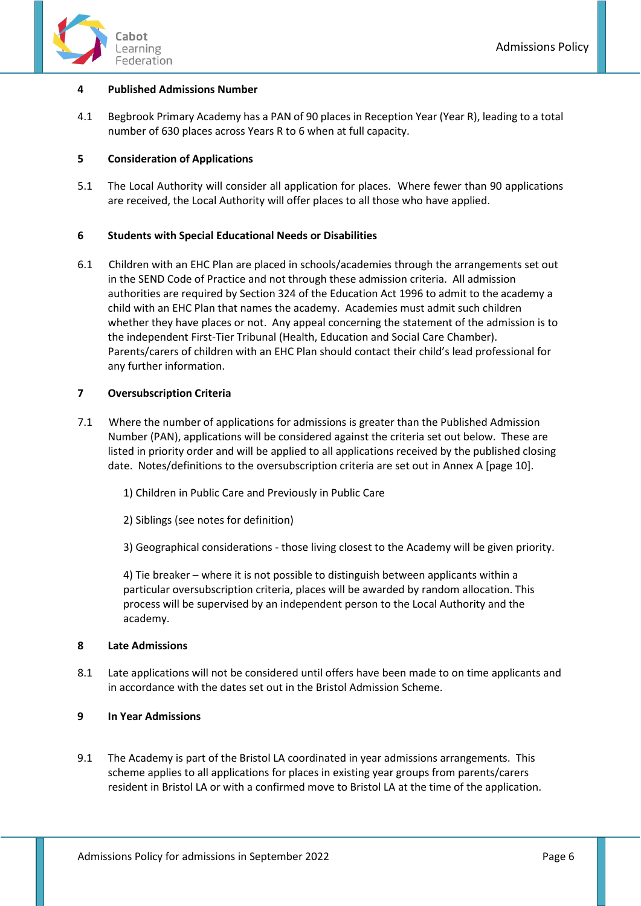## 4 Published Admissions Number

4.1 Begbrook Primary Academy has a PAN of 90 places in Reception Year (Year R), leading to a total number of 630 places across Years R to 6 when at full capacity.

## 5 Consideration of Applications

5.1 The Local Authority will consider all application for places. Where fewer than 90 applications are received, the Local Authority will offer places to all those who have applied.

## 6 Students with Special Educational Needs or Disabilities

6.1 Children with an EHC Plan are placed in schools/academies through the arrangements set out in the SEND Code of Practice and not through these admission criteria. All admission authorities are required by Section 324 of the Education Act 1996 to admit to the academy a child with an EHC Plan that names the academy. Academies must admit such children whether they have places or not. Any appeal concerning the statement of the admission is to the independent First-Tier Tribunal (Health, Education and Social Care Chamber). Parents/carers of children with an EHC Plan should contact their child's lead professional for any further information.

## 7 Oversubscription Criteria

7.1 Where the number of applications for admissions is greater than the Published Admission Number (PAN), applications will be considered against the criteria set out below. These are listed in priority order and will be applied to all applications received by the published closing date. Notes/definitions to the oversubscription criteria are set out in Annex A [page 10].

1) Children in Public Care and Previously in Public Care

2) Siblings (see notes for definition)

3) Geographical considerations - those living closest to the Academy will be given priority.

4) Tie breaker – where it is not possible to distinguish between applicants within a particular oversubscription criteria, places will be awarded by random allocation. This process will be supervised by an independent person to the Local Authority and the academy.

## 8 Late Admissions

8.1 Late applications will not be considered until offers have been made to on time applicants and in accordance with the dates set out in the Bristol Admission Scheme.

## 9 In Year Admissions

9.1 The Academy is part of the Bristol LA coordinated in year admissions arrangements. This scheme applies to all applications for places in existing year groups from parents/carers resident in Bristol LA or with a confirmed move to Bristol LA at the time of the application.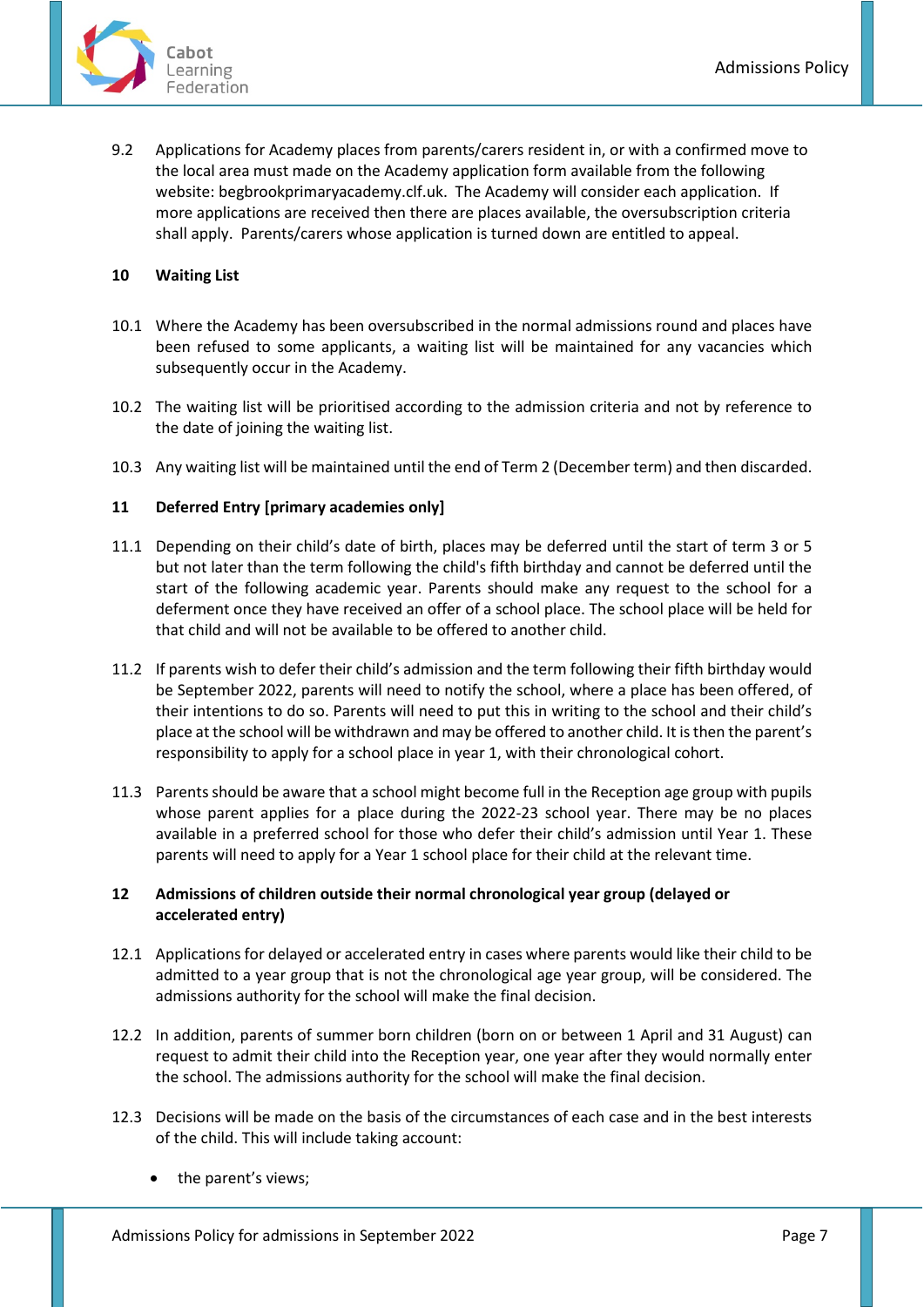9.2 Applications for Academy places from parents/carers resident in, or with a confirmed move to the local area must made on the Academy application form available from the following website: begbrookprimaryacademy.clf.uk. The Academy will consider each application. If more applications are received then there are places available, the oversubscription criteria shall apply. Parents/carers whose application is turned down are entitled to appeal.

## 10 Waiting List

10.1 Where the Academy has been oversubscribed in the normal admissions round and places have been refused to some applicants, a waiting list will be maintained for any vacancies which subsequently occur in the Academy.

10.2 The waiting list will be prioritised according to the admission criteria and not by reference to the date of joining the waiting list.

10.3 Any waiting list will be maintained until the end of Term 2 (December term) and then discarded.

## 11 Deferred Entry [primary academies only]

11.1 Depending on their child's date of birth, places may be deferred until the start of term 3 or 5 but not later than the term following the child's fifth birthday and cannot be deferred until the start of the following academic year. Parents should make any request to the school for a deferment once they have received an offer of a school place. The school place will be held for that child and will not be available to be offered to another child.

11.2 If parents wish to defer their child's admission and the term following their fifth birthday would be September 2022, parents will need to notify the school, where a place has been offered, of their intentions to do so. Parents will need to put this in writing to the school and their child's place at the school will be withdrawn and may be offered to another child. It is then the parent's responsibility to apply for a school place in year 1, with their chronological cohort.

11.3 Parents should be aware that a school might become full in the Reception age group with pupils whose parent applies for a place during the 2022-23 school year. There may be no places available in a preferred school for those who defer their child's admission until Year 1. These parents will need to apply for a Year 1 school place for their child at the relevant time.

## 12 Admissions of children outside their normal chronological year group (delayed or accelerated entry)

12.1 Applications for delayed or accelerated entry in cases where parents would like their child to be admitted to a year group that is not the chronological age year group, will be considered. The admissions authority for the school will make the final decision.

12.2 In addition, parents of summer born children (born on or between 1 April and 31 August) can request to admit their child into the Reception year, one year after they would normally enter the school. The admissions authority for the school will make the final decision.

12.3 Decisions will be made on the basis of the circumstances of each case and in the best interests of the child. This will include taking account:

- the parent's views;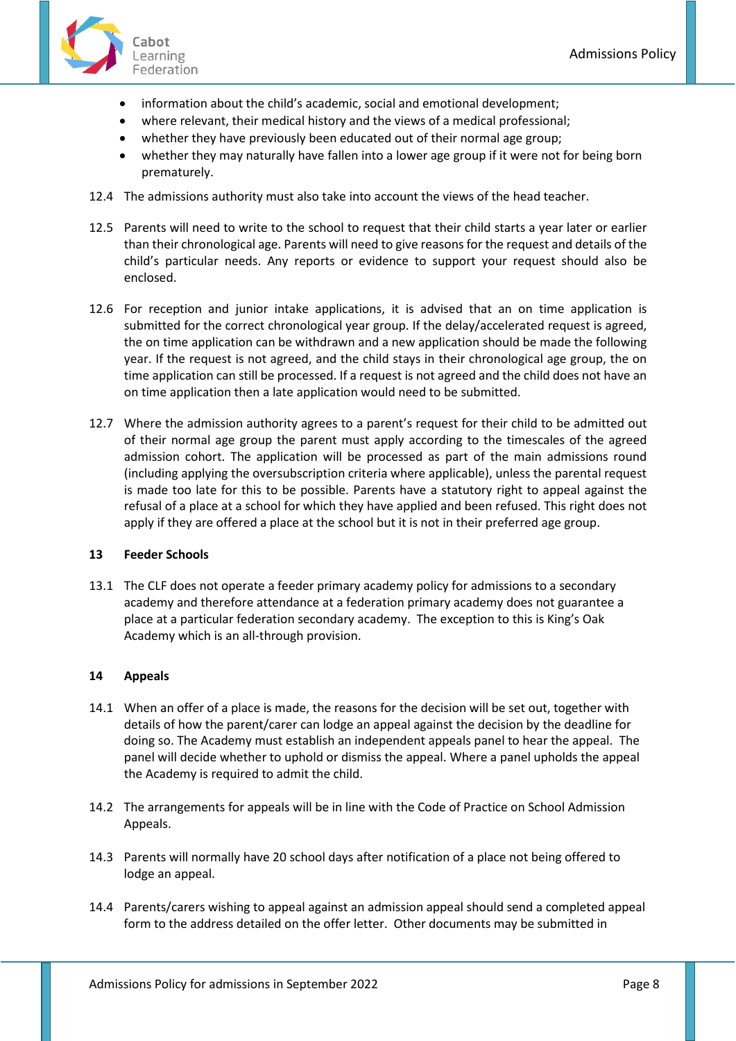- information about the child's academic, social and emotional development;
- where relevant, their medical history and the views of a medical professional;
- whether they have previously been educated out of their normal age group;
- whether they may naturally have fallen into a lower age group if it were not for being born prematurely.

12.4 The admissions authority must also take into account the views of the head teacher.

12.5 Parents will need to write to the school to request that their child starts a year later or earlier than their chronological age. Parents will need to give reasons for the request and details of the child's particular needs. Any reports or evidence to support your request should also be enclosed.

12.6 For reception and junior intake applications, it is advised that an on time application is submitted for the correct chronological year group. If the delay/accelerated request is agreed, the on time application can be withdrawn and a new application should be made the following year. If the request is not agreed, and the child stays in their chronological age group, the on time application can still be processed. If a request is not agreed and the child does not have an on time application then a late application would need to be submitted.

12.7 Where the admission authority agrees to a parent's request for their child to be admitted out of their normal age group the parent must apply according to the timescales of the agreed admission cohort. The application will be processed as part of the main admissions round (including applying the oversubscription criteria where applicable), unless the parental request is made too late for this to be possible. Parents have a statutory right to appeal against the refusal of a place at a school for which they have applied and been refused. This right does not apply if they are offered a place at the school but it is not in their preferred age group.

## 13 Feeder Schools

13.1 The CLF does not operate a feeder primary academy policy for admissions to a secondary academy and therefore attendance at a federation primary academy does not guarantee a place at a particular federation secondary academy. The exception to this is King's Oak Academy which is an all-through provision.

## 14 Appeals

14.1 When an offer of a place is made, the reasons for the decision will be set out, together with details of how the parent/carer can lodge an appeal against the decision by the deadline for doing so. The Academy must establish an independent appeals panel to hear the appeal. The panel will decide whether to uphold or dismiss the appeal. Where a panel upholds the appeal the Academy is required to admit the child.

14.2 The arrangements for appeals will be in line with the Code of Practice on School Admission Appeals.

14.3 Parents will normally have 20 school days after notification of a place not being offered to lodge an appeal.

14.4 Parents/carers wishing to appeal against an admission appeal should send a completed appeal form to the address detailed on the offer letter. Other documents may be submitted in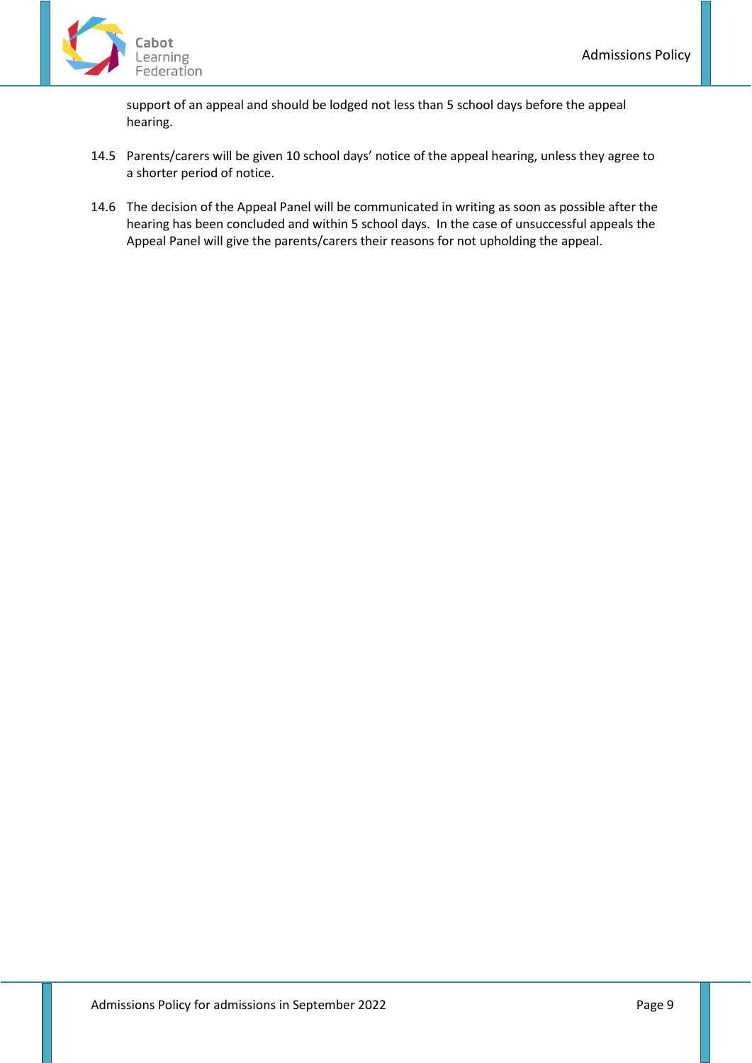support of an appeal and should be lodged not less than 5 school days before the appeal hearing.

14.5 Parents/carers will be given 10 school days' notice of the appeal hearing, unless they agree to a shorter period of notice.

14.6 The decision of the Appeal Panel will be communicated in writing as soon as possible after the hearing has been concluded and within 5 school days. In the case of unsuccessful appeals the Appeal Panel will give the parents/carers their reasons for not upholding the appeal.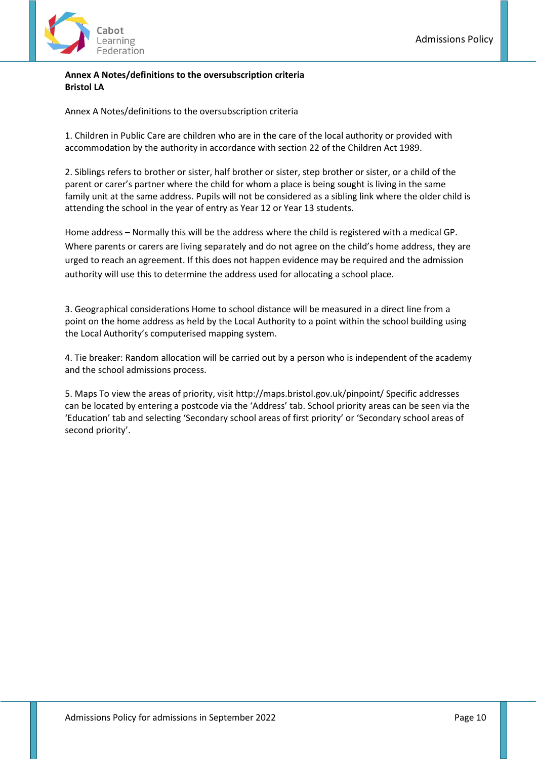**Annex A Notes/definitions to the oversubscription criteria**
**Bristol LA**

Annex A Notes/definitions to the oversubscription criteria

1. Children in Public Care are children who are in the care of the local authority or provided with accommodation by the authority in accordance with section 22 of the Children Act 1989.

2. Siblings refers to brother or sister, half brother or sister, step brother or sister, or a child of the parent or carer's partner where the child for whom a place is being sought is living in the same family unit at the same address. Pupils will not be considered as a sibling link where the older child is attending the school in the year of entry as Year 12 or Year 13 students.

Home address – Normally this will be the address where the child is registered with a medical GP. Where parents or carers are living separately and do not agree on the child's home address, they are urged to reach an agreement. If this does not happen evidence may be required and the admission authority will use this to determine the address used for allocating a school place.

3. Geographical considerations Home to school distance will be measured in a direct line from a point on the home address as held by the Local Authority to a point within the school building using the Local Authority's computerised mapping system.

4. Tie breaker: Random allocation will be carried out by a person who is independent of the academy and the school admissions process.

5. Maps To view the areas of priority, visit http://maps.bristol.gov.uk/pinpoint/ Specific addresses can be located by entering a postcode via the 'Address' tab. School priority areas can be seen via the 'Education' tab and selecting 'Secondary school areas of first priority' or 'Secondary school areas of second priority'.